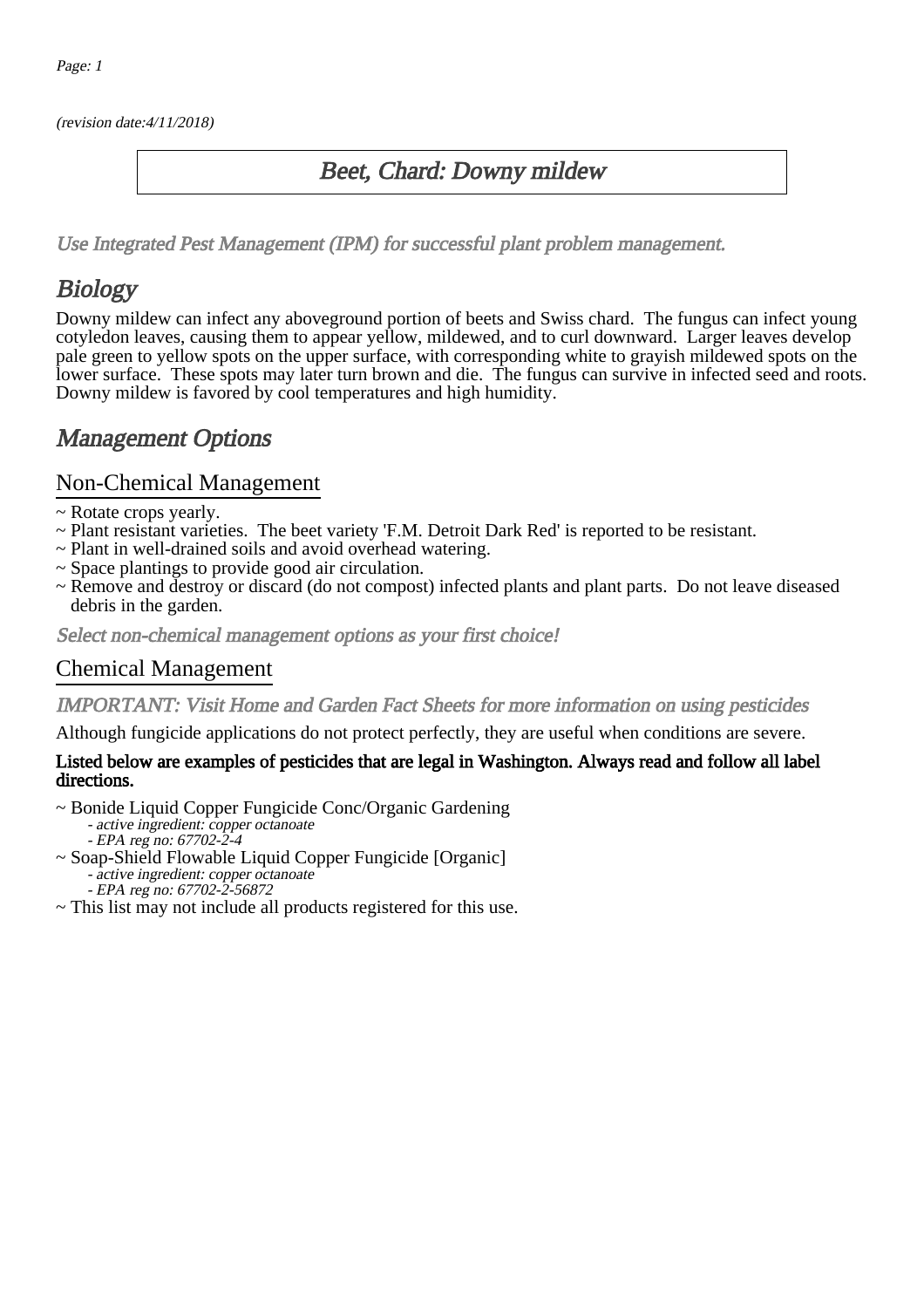(revision date:4/11/2018)

# Beet, Chard: Downy mildew

*Use Integrated Pest Management (IPM) for successful plant problem management.*

## Biology

Downy mildew can infect any aboveground portion of beets and Swiss chard. The fungus can infect young cotyledon leaves, causing them to appear yellow, mildewed, and to curl downward. Larger leaves develop pale green to yellow spots on the upper surface, with corresponding white to grayish mildewed spots on the lower surface. These spots may later turn brown and die. The fungus can survive in infected seed and roots. Downy mildew is favored by cool temperatures and high humidity.

## Management Options

### Non-Chemical Management

~ Rotate crops yearly.
~ Plant resistant varieties. The beet variety 'F.M. Detroit Dark Red' is reported to be resistant.
~ Plant in well-drained soils and avoid overhead watering.
~ Space plantings to provide good air circulation.
~ Remove and destroy or discard (do not compost) infected plants and plant parts. Do not leave diseased debris in the garden.

*Select non-chemical management options as your first choice!*

### Chemical Management

*IMPORTANT: Visit Home and Garden Fact Sheets for more information on using pesticides*

Although fungicide applications do not protect perfectly, they are useful when conditions are severe.

**Listed below are examples of pesticides that are legal in Washington. Always read and follow all label directions.**

~ Bonide Liquid Copper Fungicide Conc/Organic Gardening
  - *active ingredient: copper octanoate*
  - *EPA reg no: 67702-2-4*

~ Soap-Shield Flowable Liquid Copper Fungicide [Organic]
  - *active ingredient: copper octanoate*
  - *EPA reg no: 67702-2-56872*

~ This list may not include all products registered for this use.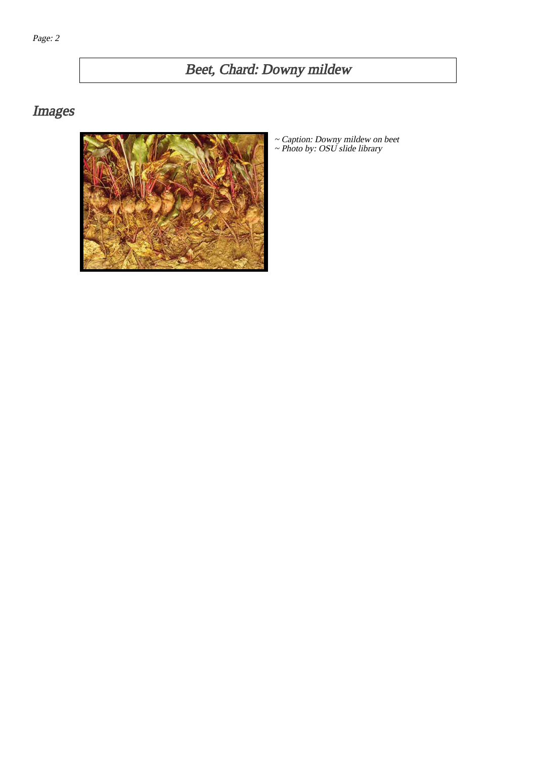# Beet, Chard: Downy mildew

## Images

~ Caption: Downy mildew on beet
~ Photo by: OSU slide library